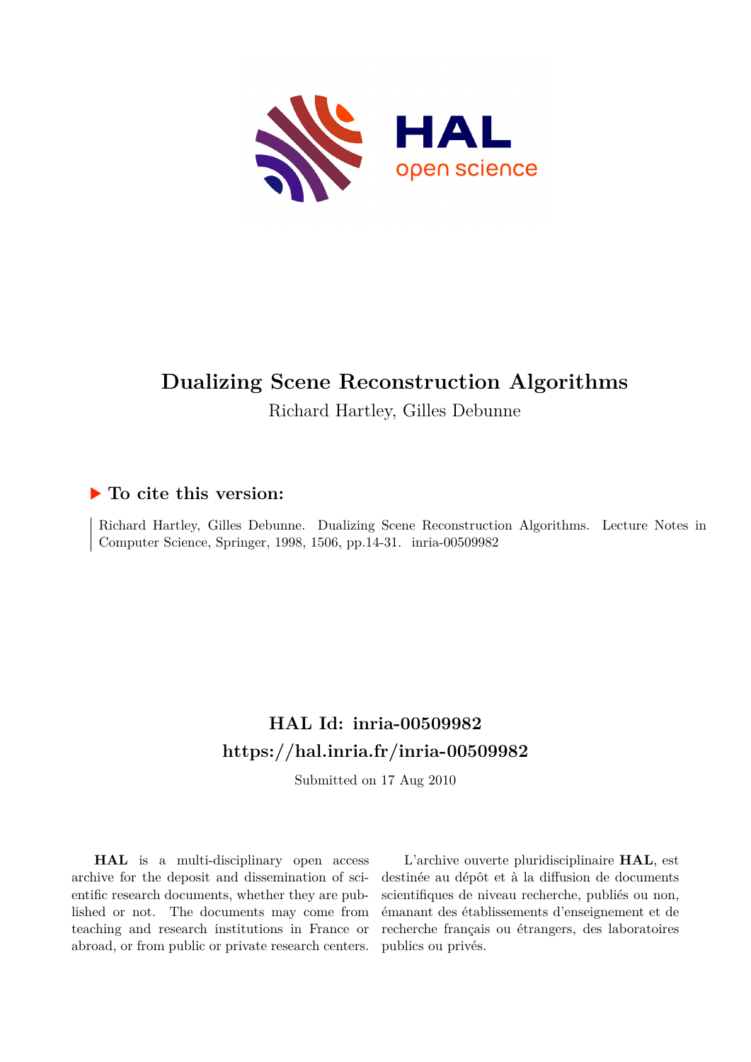# Dualizing Scene Reconstruction Algorithms

Richard Hartley, Gilles Debunne

## ▶ To cite this version:

Richard Hartley, Gilles Debunne. Dualizing Scene Reconstruction Algorithms. Lecture Notes in Computer Science, Springer, 1998, 1506, pp.14-31. inria-00509982

## HAL Id: inria-00509982

## https://hal.inria.fr/inria-00509982

Submitted on 17 Aug 2010

**HAL** is a multi-disciplinary open access archive for the deposit and dissemination of scientific research documents, whether they are published or not. The documents may come from teaching and research institutions in France or abroad, or from public or private research centers.

L'archive ouverte pluridisciplinaire **HAL**, est destinée au dépôt et à la diffusion de documents scientifiques de niveau recherche, publiés ou non, émanant des établissements d'enseignement et de recherche français ou étrangers, des laboratoires publics ou privés.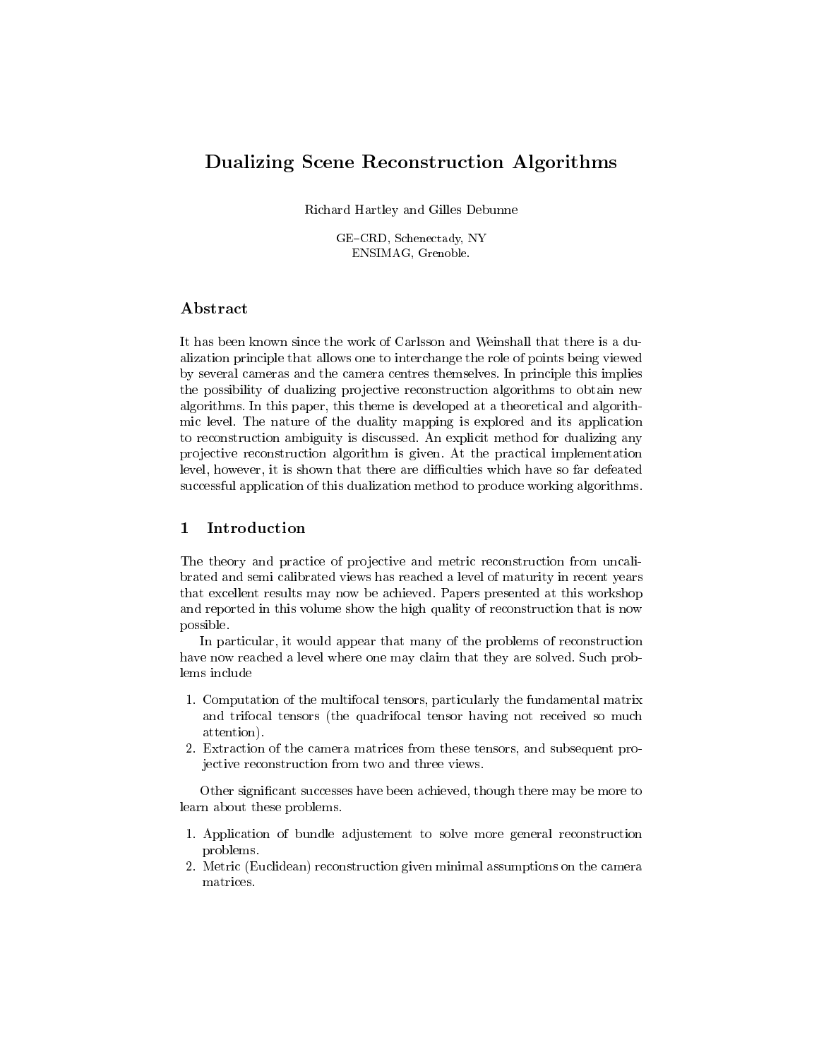# Dualizing Scene Reconstruction Algorithms

Richard Hartley and Gilles Debunne

GE–CRD, Schenectady, NY
ENSIMAG, Grenoble.

## Abstract

It has been known since the work of Carlsson and Weinshall that there is a dualization principle that allows one to interchange the role of points being viewed by several cameras and the camera centres themselves. In principle this implies the possibility of dualizing projective reconstruction algorithms to obtain new algorithms. In this paper, this theme is developed at a theoretical and algorithmic level. The nature of the duality mapping is explored and its application to reconstruction ambiguity is discussed. An explicit method for dualizing any projective reconstruction algorithm is given. At the practical implementation level, however, it is shown that there are difficulties which have so far defeated successful application of this dualization method to produce working algorithms.

## 1 Introduction

The theory and practice of projective and metric reconstruction from uncalibrated and semi calibrated views has reached a level of maturity in recent years that excellent results may now be achieved. Papers presented at this workshop and reported in this volume show the high quality of reconstruction that is now possible.

In particular, it would appear that many of the problems of reconstruction have now reached a level where one may claim that they are solved. Such problems include

1. Computation of the multifocal tensors, particularly the fundamental matrix and trifocal tensors (the quadrifocal tensor having not received so much attention).
2. Extraction of the camera matrices from these tensors, and subsequent projective reconstruction from two and three views.

Other significant successes have been achieved, though there may be more to learn about these problems.

1. Application of bundle adjustement to solve more general reconstruction problems.
2. Metric (Euclidean) reconstruction given minimal assumptions on the camera matrices.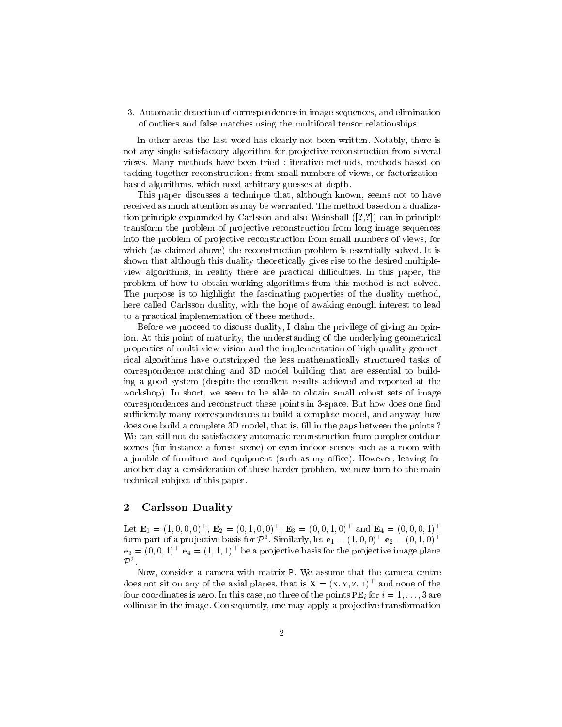3. Automatic detection of correspondences in image sequences, and elimination of outliers and false matches using the multifocal tensor relationships.

In other areas the last word has clearly not been written. Notably, there is not any single satisfactory algorithm for projective reconstruction from several views. Many methods have been tried : iterative methods, methods based on tacking together reconstructions from small numbers of views, or factorization-based algorithms, which need arbitrary guesses at depth.

This paper discusses a technique that, although known, seems not to have received as much attention as may be warranted. The method based on a dualization principle expounded by Carlsson and also Weinshall ([?,?]) can in principle transform the problem of projective reconstruction from long image sequences into the problem of projective reconstruction from small numbers of views, for which (as claimed above) the reconstruction problem is essentially solved. It is shown that although this duality theoretically gives rise to the desired multiple-view algorithms, in reality there are practical difficulties. In this paper, the problem of how to obtain working algorithms from this method is not solved. The purpose is to highlight the fascinating properties of the duality method, here called Carlsson duality, with the hope of awaking enough interest to lead to a practical implementation of these methods.

Before we proceed to discuss duality, I claim the privilege of giving an opinion. At this point of maturity, the understanding of the underlying geometrical properties of multi-view vision and the implementation of high-quality geometrical algorithms have outstripped the less mathematically structured tasks of correspondence matching and 3D model building that are essential to building a good system (despite the excellent results achieved and reported at the workshop). In short, we seem to be able to obtain small robust sets of image correspondences and reconstruct these points in 3-space. But how does one find sufficiently many correspondences to build a complete model, and anyway, how does one build a complete 3D model, that is, fill in the gaps between the points ? We can still not do satisfactory automatic reconstruction from complex outdoor scenes (for instance a forest scene) or even indoor scenes such as a room with a jumble of furniture and equipment (such as my office). However, leaving for another day a consideration of these harder problem, we now turn to the main technical subject of this paper.

## 2 Carlsson Duality

Let $\mathbf{E}_1 = (1,0,0,0)^\top$, $\mathbf{E}_2 = (0,1,0,0)^\top$, $\mathbf{E}_3 = (0,0,1,0)^\top$ and $\mathbf{E}_4 = (0,0,0,1)^\top$ form part of a projective basis for $\mathcal{P}^3$. Similarly, let $\mathbf{e}_1 = (1,0,0)^\top$ $\mathbf{e}_2 = (0,1,0)^\top$ $\mathbf{e}_3 = (0,0,1)^\top$ $\mathbf{e}_4 = (1,1,1)^\top$ be a projective basis for the projective image plane $\mathcal{P}^2$.

Now, consider a camera with matrix $\mathtt{P}$. We assume that the camera centre does not sit on any of the axial planes, that is $\mathbf{X} = (\mathrm{X}, \mathrm{Y}, \mathrm{Z}, \mathrm{T})^\top$ and none of the four coordinates is zero. In this case, no three of the points $\mathtt{P}\mathbf{E}_i$ for $i = 1, \ldots, 3$ are collinear in the image. Consequently, one may apply a projective transformation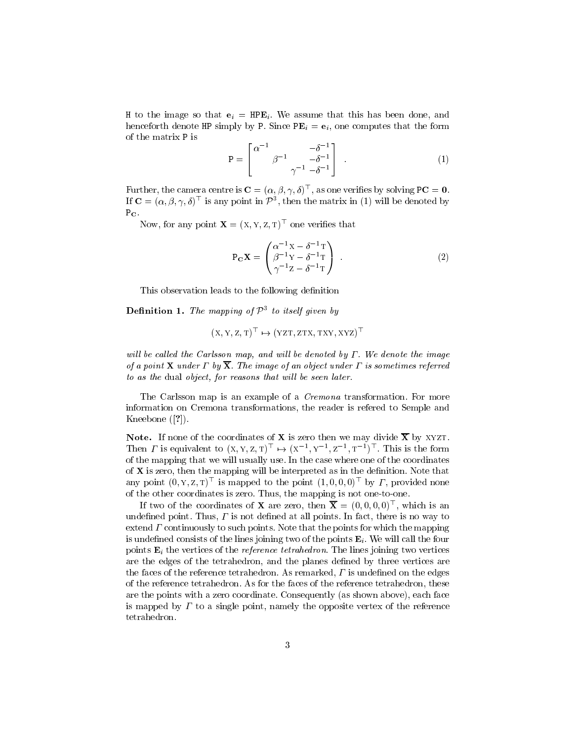H to the image so that $\mathbf{e}_i = \mathtt{HP}\mathbf{E}_i$. We assume that this has been done, and henceforth denote HP simply by P. Since $\mathtt{P}\mathbf{E}_i = \mathbf{e}_i$, one computes that the form of the matrix P is

$$\mathtt{P} = \begin{bmatrix} \alpha^{-1} & & & -\delta^{-1} \\ & \beta^{-1} & & -\delta^{-1} \\ & & \gamma^{-1} & -\delta^{-1} \end{bmatrix} \quad . \tag{1}$$

Further, the camera centre is $\mathbf{C} = (\alpha, \beta, \gamma, \delta)^\top$, as one verifies by solving $\mathtt{P}\mathbf{C} = \mathbf{0}$. If $\mathbf{C} = (\alpha, \beta, \gamma, \delta)^\top$ is any point in $\mathcal{P}^3$, then the matrix in (1) will be denoted by $\mathtt{P}_\mathbf{C}$.

Now, for any point $\mathbf{X} = (\mathrm{X}, \mathrm{Y}, \mathrm{Z}, \mathrm{T})^\top$ one verifies that

$$\mathtt{P}_\mathbf{C}\mathbf{X} = \begin{pmatrix} \alpha^{-1}\mathrm{X} - \delta^{-1}\mathrm{T} \\ \beta^{-1}\mathrm{Y} - \delta^{-1}\mathrm{T} \\ \gamma^{-1}\mathrm{Z} - \delta^{-1}\mathrm{T} \end{pmatrix} \quad . \tag{2}$$

This observation leads to the following definition

**Definition 1.** *The mapping of $\mathcal{P}^3$ to itself given by*

$$(\mathrm{X}, \mathrm{Y}, \mathrm{Z}, \mathrm{T})^\top \mapsto (\mathrm{YZT}, \mathrm{ZTX}, \mathrm{TXY}, \mathrm{XYZ})^\top$$

*will be called the Carlsson map, and will be denoted by $\Gamma$. We denote the image of a point $\mathbf{X}$ under $\Gamma$ by $\overline{\mathbf{X}}$. The image of an object under $\Gamma$ is sometimes referred to as the* dual *object, for reasons that will be seen later.*

The Carlsson map is an example of a *Cremona* transformation. For more information on Cremona transformations, the reader is refered to Semple and Kneebone ([?]).

**Note.** If none of the coordinates of $\mathbf{X}$ is zero then we may divide $\overline{\mathbf{X}}$ by XYZT. Then $\Gamma$ is equivalent to $(\mathrm{X}, \mathrm{Y}, \mathrm{Z}, \mathrm{T})^\top \mapsto (\mathrm{X}^{-1}, \mathrm{Y}^{-1}, \mathrm{Z}^{-1}, \mathrm{T}^{-1})^\top$. This is the form of the mapping that we will usually use. In the case where one of the coordinates of $\mathbf{X}$ is zero, then the mapping will be interpreted as in the definition. Note that any point $(0, \mathrm{Y}, \mathrm{Z}, \mathrm{T})^\top$ is mapped to the point $(1, 0, 0, 0)^\top$ by $\Gamma$, provided none of the other coordinates is zero. Thus, the mapping is not one-to-one.

If two of the coordinates of $\mathbf{X}$ are zero, then $\overline{\mathbf{X}} = (0, 0, 0, 0)^\top$, which is an undefined point. Thus, $\Gamma$ is not defined at all points. In fact, there is no way to extend $\Gamma$ continuously to such points. Note that the points for which the mapping is undefined consists of the lines joining two of the points $\mathbf{E}_i$. We will call the four points $\mathbf{E}_i$ the vertices of the *reference tetrahedron*. The lines joining two vertices are the edges of the tetrahedron, and the planes defined by three vertices are the faces of the reference tetrahedron. As remarked, $\Gamma$ is undefined on the edges of the reference tetrahedron. As for the faces of the reference tetrahedron, these are the points with a zero coordinate. Consequently (as shown above), each face is mapped by $\Gamma$ to a single point, namely the opposite vertex of the reference tetrahedron.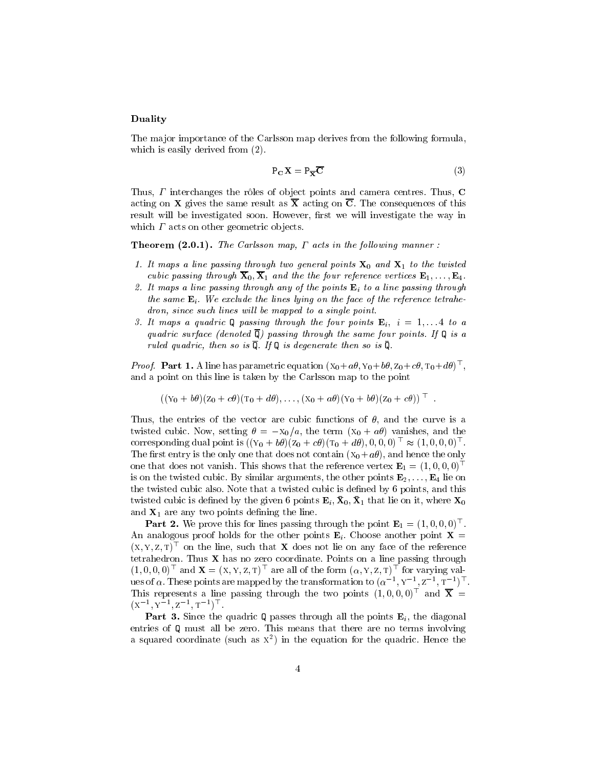### Duality

The major importance of the Carlsson map derives from the following formula, which is easily derived from (2).

$$\mathtt{P}_{\mathbf{C}}\mathbf{X} = \mathtt{P}_{\overline{\mathbf{X}}}\overline{\mathbf{C}} \tag{3}$$

Thus, $\Gamma$ interchanges the rôles of object points and camera centres. Thus, $\mathbf{C}$ acting on $\mathbf{X}$ gives the same result as $\overline{\mathbf{X}}$ acting on $\overline{\mathbf{C}}$. The consequences of this result will be investigated soon. However, first we will investigate the way in which $\Gamma$ acts on other geometric objects.

**Theorem (2.0.1).** *The Carlsson map, $\Gamma$ acts in the following manner :*

1. *It maps a line passing through two general points $\mathbf{X}_0$ and $\mathbf{X}_1$ to the twisted cubic passing through $\overline{\mathbf{X}}_0, \overline{\mathbf{X}}_1$ and the the four reference vertices $\mathbf{E}_1, \ldots, \mathbf{E}_4$.*
2. *It maps a line passing through any of the points $\mathbf{E}_i$ to a line passing through the same $\mathbf{E}_i$. We exclude the lines lying on the face of the reference tetrahedron, since such lines will be mapped to a single point.*
3. *It maps a quadric $\mathtt{Q}$ passing through the four points $\mathbf{E}_i$, $i = 1, \ldots 4$ to a quadric surface (denoted $\overline{\mathtt{Q}}$) passing through the same four points. If $\mathtt{Q}$ is a ruled quadric, then so is $\bar{\mathtt{Q}}$. If $\mathtt{Q}$ is degenerate then so is $\bar{\mathtt{Q}}$.*

*Proof.* **Part 1.** A line has parametric equation $(\mathrm{X}_0 + a\theta, \mathrm{Y}_0 + b\theta, \mathrm{Z}_0 + c\theta, \mathrm{T}_0 + d\theta)^\top$, and a point on this line is taken by the Carlsson map to the point

$$((\mathrm{Y}_0 + b\theta)(\mathrm{Z}_0 + c\theta)(\mathrm{T}_0 + d\theta), \ldots, (\mathrm{X}_0 + a\theta)(\mathrm{Y}_0 + b\theta)(\mathrm{Z}_0 + c\theta))^\top \ .$$

Thus, the entries of the vector are cubic functions of $\theta$, and the curve is a twisted cubic. Now, setting $\theta = -\mathrm{X}_0/a$, the term $(\mathrm{X}_0 + a\theta)$ vanishes, and the corresponding dual point is $((\mathrm{Y}_0 + b\theta)(\mathrm{Z}_0 + c\theta)(\mathrm{T}_0 + d\theta), 0, 0, 0)^\top \approx (1, 0, 0, 0)^\top$. The first entry is the only one that does not contain $(\mathrm{X}_0 + a\theta)$, and hence the only one that does not vanish. This shows that the reference vertex $\mathbf{E}_1 = (1, 0, 0, 0)^\top$ is on the twisted cubic. By similar arguments, the other points $\mathbf{E}_2, \ldots, \mathbf{E}_4$ lie on the twisted cubic also. Note that a twisted cubic is defined by 6 points, and this twisted cubic is defined by the given 6 points $\mathbf{E}_i, \bar{\mathbf{X}}_0, \bar{\mathbf{X}}_1$ that lie on it, where $\mathbf{X}_0$ and $\mathbf{X}_1$ are any two points defining the line.

**Part 2.** We prove this for lines passing through the point $\mathbf{E}_1 = (1, 0, 0, 0)^\top$. An analogous proof holds for the other points $\mathbf{E}_i$. Choose another point $\mathbf{X} = (\mathrm{X}, \mathrm{Y}, \mathrm{Z}, \mathrm{T})^\top$ on the line, such that $\mathbf{X}$ does not lie on any face of the reference tetrahedron. Thus $\mathbf{X}$ has no zero coordinate. Points on a line passing through $(1, 0, 0, 0)^\top$ and $\mathbf{X} = (\mathrm{X}, \mathrm{Y}, \mathrm{Z}, \mathrm{T})^\top$ are all of the form $(\alpha, \mathrm{Y}, \mathrm{Z}, \mathrm{T})^\top$ for varying values of $\alpha$. These points are mapped by the transformation to $(\alpha^{-1}, \mathrm{Y}^{-1}, \mathrm{Z}^{-1}, \mathrm{T}^{-1})^\top$. This represents a line passing through the two points $(1, 0, 0, 0)^\top$ and $\overline{\mathbf{X}} = (\mathrm{X}^{-1}, \mathrm{Y}^{-1}, \mathrm{Z}^{-1}, \mathrm{T}^{-1})^\top$.

**Part 3.** Since the quadric $\mathtt{Q}$ passes through all the points $\mathbf{E}_i$, the diagonal entries of $\mathtt{Q}$ must all be zero. This means that there are no terms involving a squared coordinate (such as $\mathrm{X}^2$) in the equation for the quadric. Hence the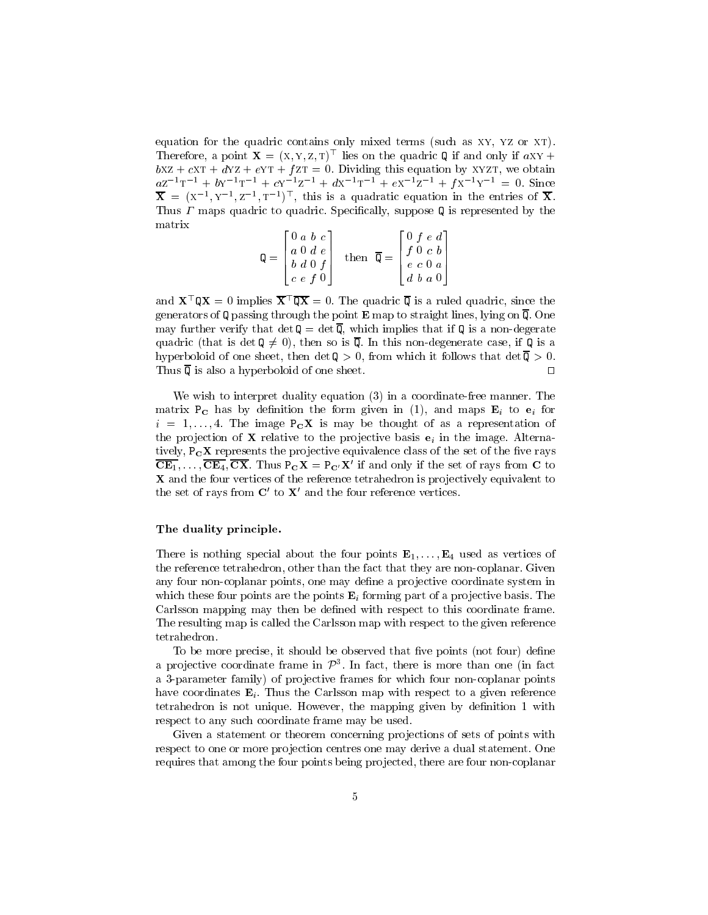equation for the quadric contains only mixed terms (such as XY, YZ or XT). Therefore, a point $\mathbf{X} = (\mathrm{X}, \mathrm{Y}, \mathrm{Z}, \mathrm{T})^\top$ lies on the quadric $\mathtt{Q}$ if and only if $a\mathrm{XY} + b\mathrm{XZ} + c\mathrm{XT} + d\mathrm{YZ} + e\mathrm{YT} + f\mathrm{ZT} = 0$. Dividing this equation by XYZT, we obtain $a\mathrm{Z}^{-1}\mathrm{T}^{-1} + b\mathrm{Y}^{-1}\mathrm{T}^{-1} + c\mathrm{Y}^{-1}\mathrm{Z}^{-1} + d\mathrm{X}^{-1}\mathrm{T}^{-1} + e\mathrm{X}^{-1}\mathrm{Z}^{-1} + f\mathrm{X}^{-1}\mathrm{Y}^{-1} = 0$. Since $\overline{\mathbf{X}} = (\mathrm{X}^{-1}, \mathrm{Y}^{-1}, \mathrm{Z}^{-1}, \mathrm{T}^{-1})^\top$, this is a quadratic equation in the entries of $\overline{\mathbf{X}}$. Thus $\Gamma$ maps quadric to quadric. Specifically, suppose $\mathtt{Q}$ is represented by the matrix

$$\mathtt{Q} = \begin{bmatrix} 0 & a & b & c \\ a & 0 & d & e \\ b & d & 0 & f \\ c & e & f & 0 \end{bmatrix} \quad \text{then} \quad \overline{\mathtt{Q}} = \begin{bmatrix} 0 & f & e & d \\ f & 0 & c & b \\ e & c & 0 & a \\ d & b & a & 0 \end{bmatrix}$$

and $\mathbf{X}^\top \mathtt{Q} \mathbf{X} = 0$ implies $\overline{\mathbf{X}}^\top \overline{\mathtt{Q}}\, \overline{\mathbf{X}} = 0$. The quadric $\overline{\mathtt{Q}}$ is a ruled quadric, since the generators of $\mathtt{Q}$ passing through the point $\mathbf{E}$ map to straight lines, lying on $\overline{\mathtt{Q}}$. One may further verify that $\det \mathtt{Q} = \det \overline{\mathtt{Q}}$, which implies that if $\mathtt{Q}$ is a non-degerate quadric (that is $\det \mathtt{Q} \neq 0$), then so is $\overline{\mathtt{Q}}$. In this non-degenerate case, if $\mathtt{Q}$ is a hyperboloid of one sheet, then $\det \mathtt{Q} > 0$, from which it follows that $\det \overline{\mathtt{Q}} > 0$. Thus $\overline{\mathtt{Q}}$ is also a hyperboloid of one sheet. □

We wish to interpret duality equation (3) in a coordinate-free manner. The matrix $\mathtt{P}_{\mathbf{C}}$ has by definition the form given in (1), and maps $\mathbf{E}_i$ to $\mathbf{e}_i$ for $i = 1, \ldots, 4$. The image $\mathtt{P}_{\mathbf{C}}\mathbf{X}$ is may be thought of as a representation of the projection of $\mathbf{X}$ relative to the projective basis $\mathbf{e}_i$ in the image. Alternatively, $\mathtt{P}_{\mathbf{C}}\mathbf{X}$ represents the projective equivalence class of the set of the five rays $\overline{\mathbf{CE}_1}, \ldots, \overline{\mathbf{CE}_4}, \overline{\mathbf{CX}}$. Thus $\mathtt{P}_{\mathbf{C}}\mathbf{X} = \mathtt{P}_{\mathbf{C}'}\mathbf{X}'$ if and only if the set of rays from $\mathbf{C}$ to $\mathbf{X}$ and the four vertices of the reference tetrahedron is projectively equivalent to the set of rays from $\mathbf{C}'$ to $\mathbf{X}'$ and the four reference vertices.

**The duality principle.**

There is nothing special about the four points $\mathbf{E}_1, \ldots, \mathbf{E}_4$ used as vertices of the reference tetrahedron, other than the fact that they are non-coplanar. Given any four non-coplanar points, one may define a projective coordinate system in which these four points are the points $\mathbf{E}_i$ forming part of a projective basis. The Carlsson mapping may then be defined with respect to this coordinate frame. The resulting map is called the Carlsson map with respect to the given reference tetrahedron.

To be more precise, it should be observed that five points (not four) define a projective coordinate frame in $\mathcal{P}^3$. In fact, there is more than one (in fact a 3-parameter family) of projective frames for which four non-coplanar points have coordinates $\mathbf{E}_i$. Thus the Carlsson map with respect to a given reference tetrahedron is not unique. However, the mapping given by definition 1 with respect to any such coordinate frame may be used.

Given a statement or theorem concerning projections of sets of points with respect to one or more projection centres one may derive a dual statement. One requires that among the four points being projected, there are four non-coplanar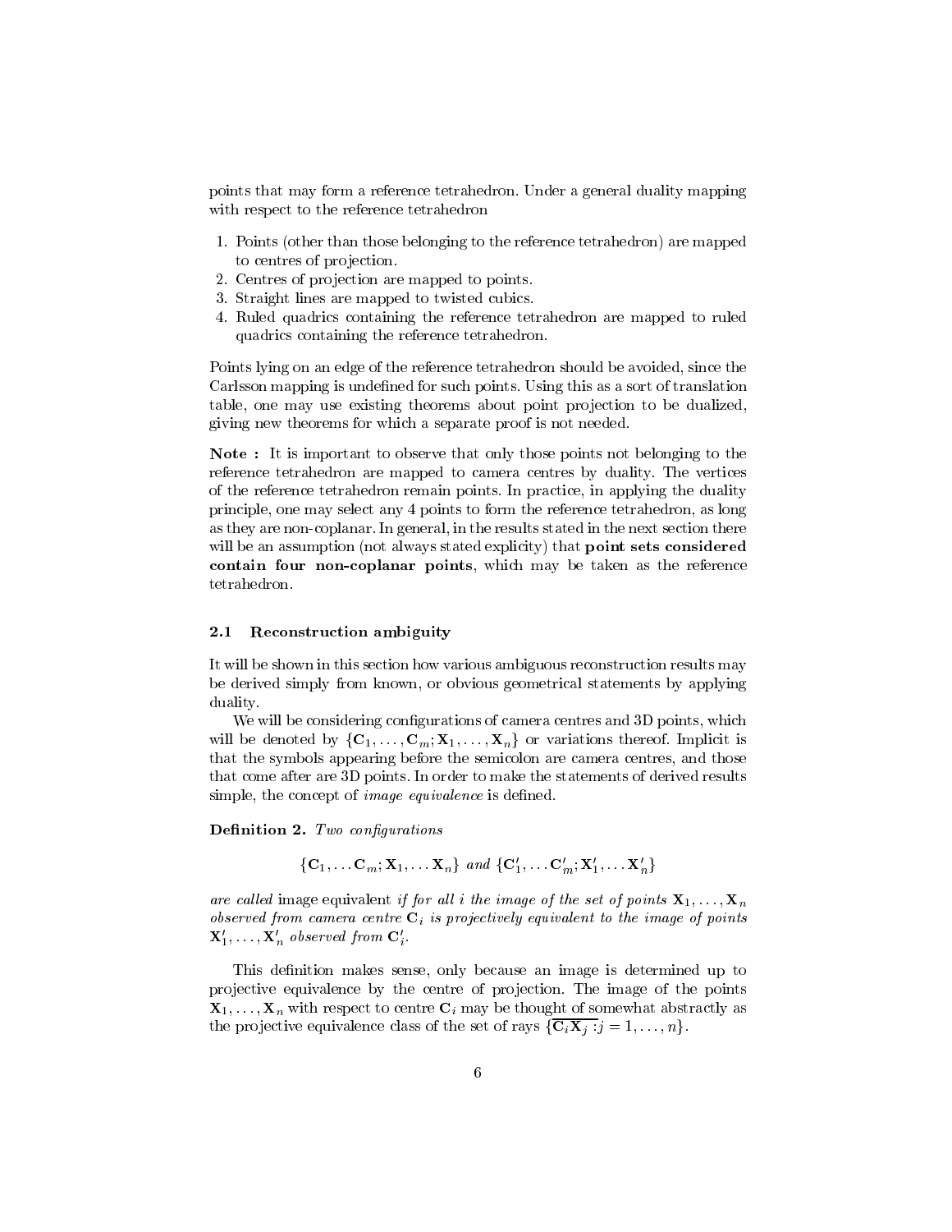points that may form a reference tetrahedron. Under a general duality mapping with respect to the reference tetrahedron

1. Points (other than those belonging to the reference tetrahedron) are mapped to centres of projection.
2. Centres of projection are mapped to points.
3. Straight lines are mapped to twisted cubics.
4. Ruled quadrics containing the reference tetrahedron are mapped to ruled quadrics containing the reference tetrahedron.

Points lying on an edge of the reference tetrahedron should be avoided, since the Carlsson mapping is undefined for such points. Using this as a sort of translation table, one may use existing theorems about point projection to be dualized, giving new theorems for which a separate proof is not needed.

**Note :** It is important to observe that only those points not belonging to the reference tetrahedron are mapped to camera centres by duality. The vertices of the reference tetrahedron remain points. In practice, in applying the duality principle, one may select any 4 points to form the reference tetrahedron, as long as they are non-coplanar. In general, in the results stated in the next section there will be an assumption (not always stated explicity) that **point sets considered contain four non-coplanar points**, which may be taken as the reference tetrahedron.

### 2.1 Reconstruction ambiguity

It will be shown in this section how various ambiguous reconstruction results may be derived simply from known, or obvious geometrical statements by applying duality.

We will be considering configurations of camera centres and 3D points, which will be denoted by $\{\mathbf{C}_1, \ldots, \mathbf{C}_m; \mathbf{X}_1, \ldots, \mathbf{X}_n\}$ or variations thereof. Implicit is that the symbols appearing before the semicolon are camera centres, and those that come after are 3D points. In order to make the statements of derived results simple, the concept of *image equivalence* is defined.

**Definition 2.** *Two configurations*

$$\{\mathbf{C}_1, \ldots \mathbf{C}_m; \mathbf{X}_1, \ldots \mathbf{X}_n\} \text{ and } \{\mathbf{C}'_1, \ldots \mathbf{C}'_m; \mathbf{X}'_1, \ldots \mathbf{X}'_n\}$$

*are called* image equivalent *if for all $i$ the image of the set of points $\mathbf{X}_1, \ldots, \mathbf{X}_n$ observed from camera centre $\mathbf{C}_i$ is projectively equivalent to the image of points $\mathbf{X}'_1, \ldots, \mathbf{X}'_n$ observed from $\mathbf{C}'_i$.*

This definition makes sense, only because an image is determined up to projective equivalence by the centre of projection. The image of the points $\mathbf{X}_1, \ldots, \mathbf{X}_n$ with respect to centre $\mathbf{C}_i$ may be thought of somewhat abstractly as the projective equivalence class of the set of rays $\{\overline{\mathbf{C}_i \mathbf{X}_j} : j = 1, \ldots, n\}$.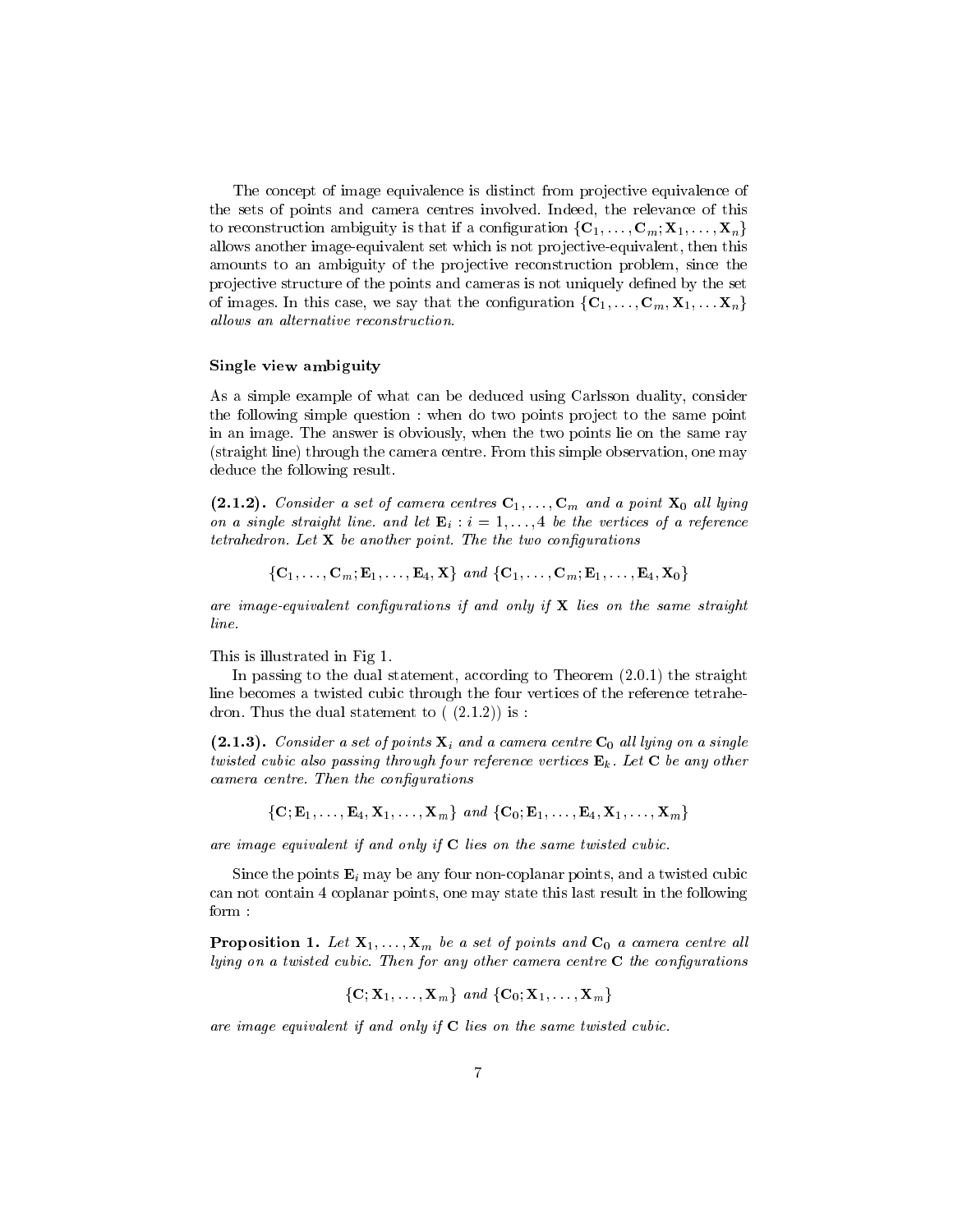The concept of image equivalence is distinct from projective equivalence of the sets of points and camera centres involved. Indeed, the relevance of this to reconstruction ambiguity is that if a configuration $\{\mathbf{C}_1, \ldots, \mathbf{C}_m; \mathbf{X}_1, \ldots, \mathbf{X}_n\}$ allows another image-equivalent set which is not projective-equivalent, then this amounts to an ambiguity of the projective reconstruction problem, since the projective structure of the points and cameras is not uniquely defined by the set of images. In this case, we say that the configuration $\{\mathbf{C}_1, \ldots, \mathbf{C}_m, \mathbf{X}_1, \ldots \mathbf{X}_n\}$ *allows an alternative reconstruction*.

### Single view ambiguity

As a simple example of what can be deduced using Carlsson duality, consider the following simple question : when do two points project to the same point in an image. The answer is obviously, when the two points lie on the same ray (straight line) through the camera centre. From this simple observation, one may deduce the following result.

**(2.1.2).** *Consider a set of camera centres $\mathbf{C}_1, \ldots, \mathbf{C}_m$ and a point $\mathbf{X}_0$ all lying on a single straight line. and let $\mathbf{E}_i : i = 1, \ldots, 4$ be the vertices of a reference tetrahedron. Let $\mathbf{X}$ be another point. The the two configurations*

$$\{\mathbf{C}_1, \ldots, \mathbf{C}_m; \mathbf{E}_1, \ldots, \mathbf{E}_4, \mathbf{X}\} \text{ and } \{\mathbf{C}_1, \ldots, \mathbf{C}_m; \mathbf{E}_1, \ldots, \mathbf{E}_4, \mathbf{X}_0\}$$

*are image-equivalent configurations if and only if $\mathbf{X}$ lies on the same straight line.*

This is illustrated in Fig 1.

In passing to the dual statement, according to Theorem (2.0.1) the straight line becomes a twisted cubic through the four vertices of the reference tetrahedron. Thus the dual statement to ( (2.1.2)) is :

**(2.1.3).** *Consider a set of points $\mathbf{X}_i$ and a camera centre $\mathbf{C}_0$ all lying on a single twisted cubic also passing through four reference vertices $\mathbf{E}_k$. Let $\mathbf{C}$ be any other camera centre. Then the configurations*

$$\{\mathbf{C}; \mathbf{E}_1, \ldots, \mathbf{E}_4, \mathbf{X}_1, \ldots, \mathbf{X}_m\} \text{ and } \{\mathbf{C}_0; \mathbf{E}_1, \ldots, \mathbf{E}_4, \mathbf{X}_1, \ldots, \mathbf{X}_m\}$$

*are image equivalent if and only if $\mathbf{C}$ lies on the same twisted cubic.*

Since the points $\mathbf{E}_i$ may be any four non-coplanar points, and a twisted cubic can not contain 4 coplanar points, one may state this last result in the following form :

**Proposition 1.** *Let $\mathbf{X}_1, \ldots, \mathbf{X}_m$ be a set of points and $\mathbf{C}_0$ a camera centre all lying on a twisted cubic. Then for any other camera centre $\mathbf{C}$ the configurations*

$$\{\mathbf{C}; \mathbf{X}_1, \ldots, \mathbf{X}_m\} \text{ and } \{\mathbf{C}_0; \mathbf{X}_1, \ldots, \mathbf{X}_m\}$$

*are image equivalent if and only if $\mathbf{C}$ lies on the same twisted cubic.*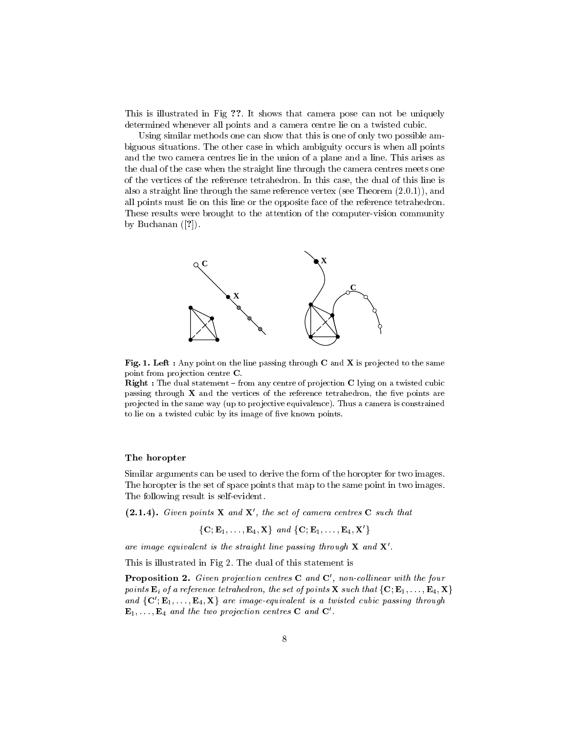This is illustrated in Fig **??**. It shows that camera pose can not be uniquely determined whenever all points and a camera centre lie on a twisted cubic.

Using similar methods one can show that this is one of only two possible ambiguous situations. The other case in which ambiguity occurs is when all points and the two camera centres lie in the union of a plane and a line. This arises as the dual of the case when the straight line through the camera centres meets one of the vertices of the reference tetrahedron. In this case, the dual of this line is also a straight line through the same reference vertex (see Theorem (2.0.1)), and all points must lie on this line or the opposite face of the reference tetrahedron. These results were brought to the attention of the computer-vision community by Buchanan ([**?**]).

**Fig. 1. Left :** Any point on the line passing through $\mathbf{C}$ and $\mathbf{X}$ is projected to the same point from projection centre $\mathbf{C}$.
**Right :** The dual statement – from any centre of projection $\mathbf{C}$ lying on a twisted cubic passing through $\mathbf{X}$ and the vertices of the reference tetrahedron, the five points are projected in the same way (up to projective equivalence). Thus a camera is constrained to lie on a twisted cubic by its image of five known points.

### The horopter

Similar arguments can be used to derive the form of the horopter for two images. The horopter is the set of space points that map to the same point in two images. The following result is self-evident.

**(2.1.4).** *Given points $\mathbf{X}$ and $\mathbf{X}'$, the set of camera centres $\mathbf{C}$ such that*

$$\{\mathbf{C}; \mathbf{E}_1, \ldots, \mathbf{E}_4, \mathbf{X}\} \text{ and } \{\mathbf{C}; \mathbf{E}_1, \ldots, \mathbf{E}_4, \mathbf{X}'\}$$

*are image equivalent is the straight line passing through $\mathbf{X}$ and $\mathbf{X}'$.*

This is illustrated in Fig 2. The dual of this statement is

**Proposition 2.** *Given projection centres $\mathbf{C}$ and $\mathbf{C}'$, non-collinear with the four points $\mathbf{E}_i$ of a reference tetrahedron, the set of points $\mathbf{X}$ such that $\{\mathbf{C}; \mathbf{E}_1, \ldots, \mathbf{E}_4, \mathbf{X}\}$ and $\{\mathbf{C}'; \mathbf{E}_1, \ldots, \mathbf{E}_4, \mathbf{X}\}$ are image-equivalent is a twisted cubic passing through $\mathbf{E}_1, \ldots, \mathbf{E}_4$ and the two projection centres $\mathbf{C}$ and $\mathbf{C}'$.*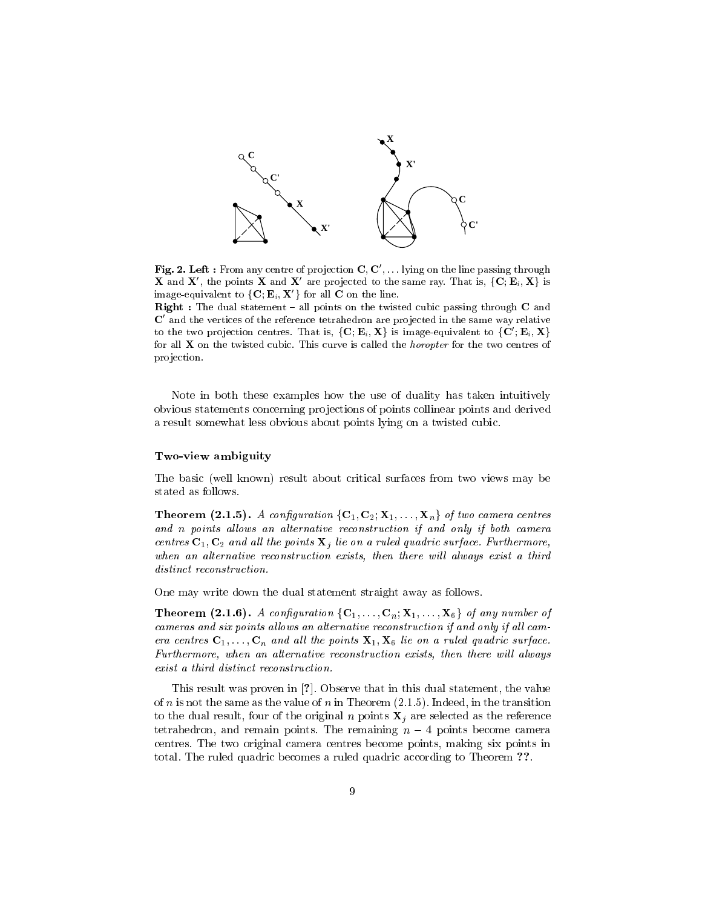**Fig. 2. Left :** From any centre of projection $\mathbf{C}, \mathbf{C}', \ldots$ lying on the line passing through $\mathbf{X}$ and $\mathbf{X}'$, the points $\mathbf{X}$ and $\mathbf{X}'$ are projected to the same ray. That is, $\{\mathbf{C}; \mathbf{E}_i, \mathbf{X}\}$ is image-equivalent to $\{\mathbf{C}; \mathbf{E}_i, \mathbf{X}'\}$ for all $\mathbf{C}$ on the line.
**Right :** The dual statement – all points on the twisted cubic passing through $\mathbf{C}$ and $\mathbf{C}'$ and the vertices of the reference tetrahedron are projected in the same way relative to the two projection centres. That is, $\{\mathbf{C}; \mathbf{E}_i, \mathbf{X}\}$ is image-equivalent to $\{\mathbf{C}'; \mathbf{E}_i, \mathbf{X}\}$ for all $\mathbf{X}$ on the twisted cubic. This curve is called the *horopter* for the two centres of projection.

Note in both these examples how the use of duality has taken intuitively obvious statements concerning projections of points collinear points and derived a result somewhat less obvious about points lying on a twisted cubic.

### Two-view ambiguity

The basic (well known) result about critical surfaces from two views may be stated as follows.

**Theorem (2.1.5).** *A configuration $\{\mathbf{C}_1, \mathbf{C}_2; \mathbf{X}_1, \ldots, \mathbf{X}_n\}$ of two camera centres and $n$ points allows an alternative reconstruction if and only if both camera centres $\mathbf{C}_1, \mathbf{C}_2$ and all the points $\mathbf{X}_j$ lie on a ruled quadric surface. Furthermore, when an alternative reconstruction exists, then there will always exist a third distinct reconstruction.*

One may write down the dual statement straight away as follows.

**Theorem (2.1.6).** *A configuration $\{\mathbf{C}_1, \ldots, \mathbf{C}_n; \mathbf{X}_1, \ldots, \mathbf{X}_6\}$ of any number of cameras and six points allows an alternative reconstruction if and only if all camera centres $\mathbf{C}_1, \ldots, \mathbf{C}_n$ and all the points $\mathbf{X}_1, \mathbf{X}_6$ lie on a ruled quadric surface. Furthermore, when an alternative reconstruction exists, then there will always exist a third distinct reconstruction.*

This result was proven in [?]. Observe that in this dual statement, the value of $n$ is not the same as the value of $n$ in Theorem (2.1.5). Indeed, in the transition to the dual result, four of the original $n$ points $\mathbf{X}_j$ are selected as the reference tetrahedron, and remain points. The remaining $n-4$ points become camera centres. The two original camera centres become points, making six points in total. The ruled quadric becomes a ruled quadric according to Theorem **??**.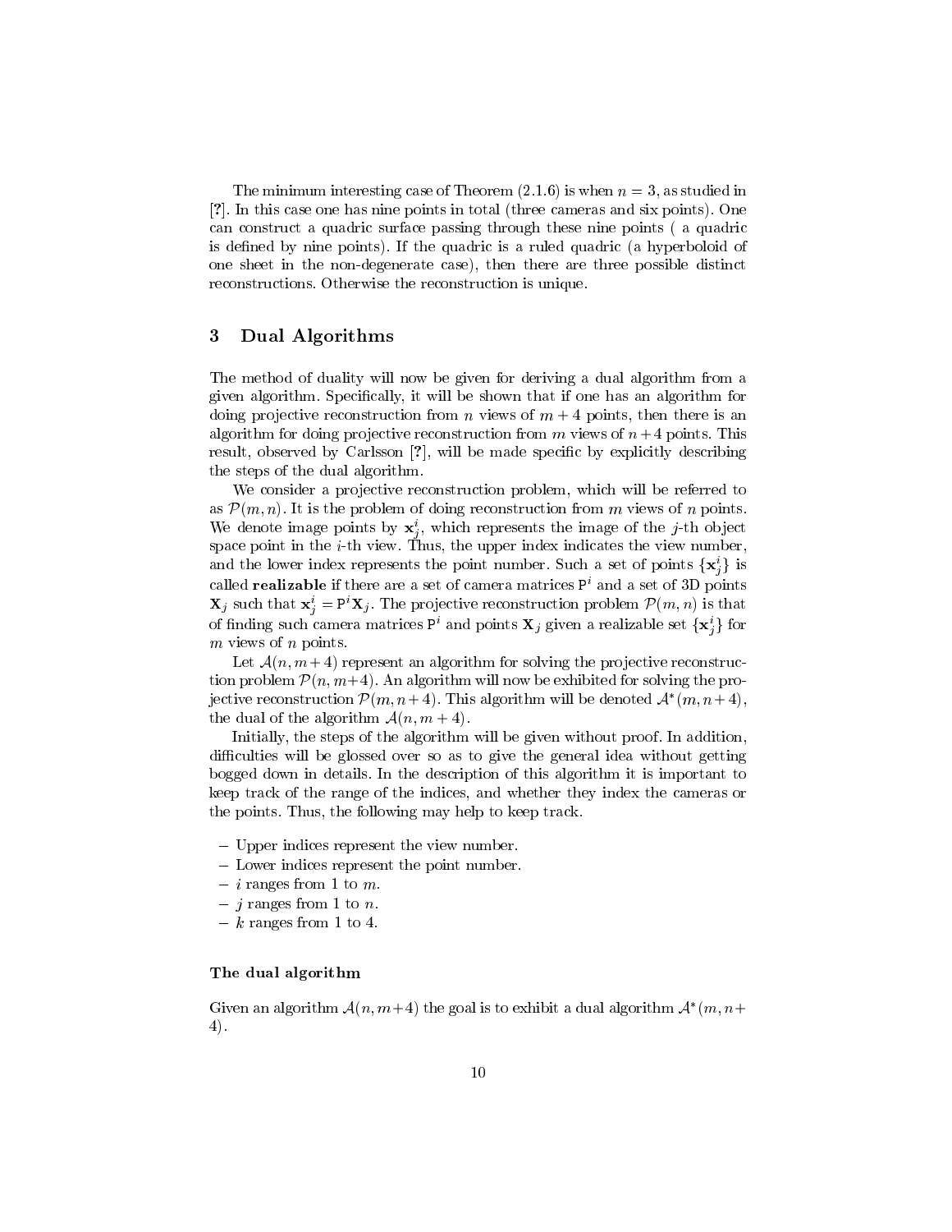The minimum interesting case of Theorem (2.1.6) is when $n = 3$, as studied in [?]. In this case one has nine points in total (three cameras and six points). One can construct a quadric surface passing through these nine points ( a quadric is defined by nine points). If the quadric is a ruled quadric (a hyperboloid of one sheet in the non-degenerate case), then there are three possible distinct reconstructions. Otherwise the reconstruction is unique.

## 3 Dual Algorithms

The method of duality will now be given for deriving a dual algorithm from a given algorithm. Specifically, it will be shown that if one has an algorithm for doing projective reconstruction from $n$ views of $m + 4$ points, then there is an algorithm for doing projective reconstruction from $m$ views of $n + 4$ points. This result, observed by Carlsson [?], will be made specific by explicitly describing the steps of the dual algorithm.

We consider a projective reconstruction problem, which will be referred to as $\mathcal{P}(m, n)$. It is the problem of doing reconstruction from $m$ views of $n$ points. We denote image points by $\mathbf{x}_j^i$, which represents the image of the $j$-th object space point in the $i$-th view. Thus, the upper index indicates the view number, and the lower index represents the point number. Such a set of points $\{\mathbf{x}_j^i\}$ is called **realizable** if there are a set of camera matrices $\mathtt{P}^i$ and a set of 3D points $\mathbf{X}_j$ such that $\mathbf{x}_j^i = \mathtt{P}^i \mathbf{X}_j$. The projective reconstruction problem $\mathcal{P}(m, n)$ is that of finding such camera matrices $\mathtt{P}^i$ and points $\mathbf{X}_j$ given a realizable set $\{\mathbf{x}_j^i\}$ for $m$ views of $n$ points.

Let $\mathcal{A}(n, m+4)$ represent an algorithm for solving the projective reconstruction problem $\mathcal{P}(n, m+4)$. An algorithm will now be exhibited for solving the projective reconstruction $\mathcal{P}(m, n+4)$. This algorithm will be denoted $\mathcal{A}^*(m, n+4)$, the dual of the algorithm $\mathcal{A}(n, m+4)$.

Initially, the steps of the algorithm will be given without proof. In addition, difficulties will be glossed over so as to give the general idea without getting bogged down in details. In the description of this algorithm it is important to keep track of the range of the indices, and whether they index the cameras or the points. Thus, the following may help to keep track.

- Upper indices represent the view number.
- Lower indices represent the point number.
- $i$ ranges from 1 to $m$.
- $j$ ranges from 1 to $n$.
- $k$ ranges from 1 to 4.

#### The dual algorithm

Given an algorithm $\mathcal{A}(n, m+4)$ the goal is to exhibit a dual algorithm $\mathcal{A}^*(m, n+4)$.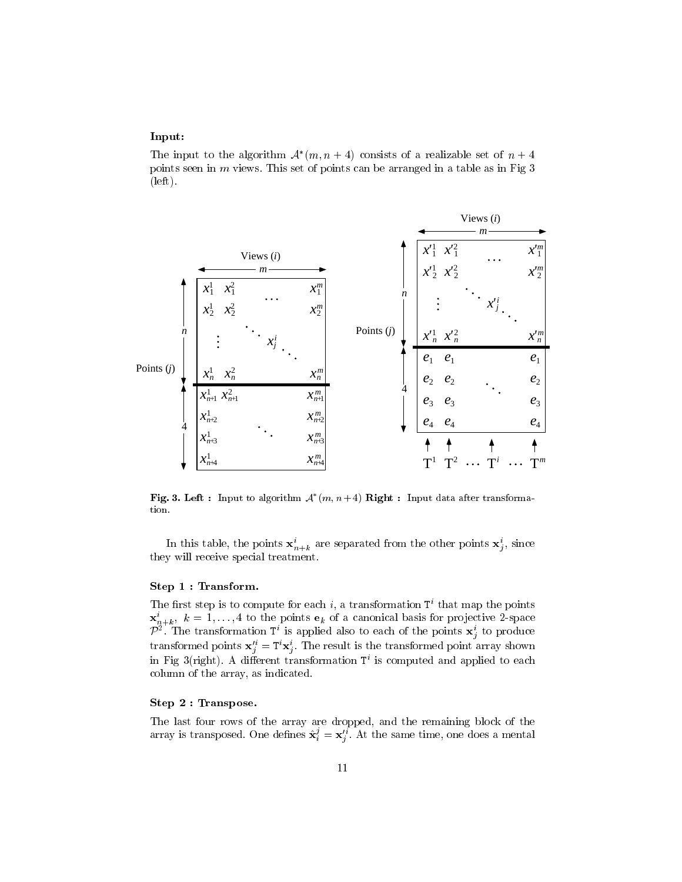**Input:**

The input to the algorithm $\mathcal{A}^*(m, n+4)$ consists of a realizable set of $n+4$ points seen in $m$ views. This set of points can be arranged in a table as in Fig 3 (left).

**Fig. 3. Left :** Input to algorithm $\mathcal{A}^*(m, n+4)$ **Right :** Input data after transformation.

In this table, the points $\mathbf{x}^i_{n+k}$ are separated from the other points $\mathbf{x}^i_j$, since they will receive special treatment.

**Step 1 : Transform.**

The first step is to compute for each $i$, a transformation $\mathtt{T}^i$ that map the points $\mathbf{x}^i_{n+k},\ k = 1, \ldots, 4$ to the points $\mathbf{e}_k$ of a canonical basis for projective 2-space $\mathcal{P}^2$. The transformation $\mathtt{T}^i$ is applied also to each of the points $\mathbf{x}^i_j$ to produce transformed points $\mathbf{x}'^i_j = \mathtt{T}^i \mathbf{x}^i_j$. The result is the transformed point array shown in Fig 3(right). A different transformation $\mathtt{T}^i$ is computed and applied to each column of the array, as indicated.

**Step 2 : Transpose.**

The last four rows of the array are dropped, and the remaining block of the array is transposed. One defines $\hat{\mathbf{x}}^j_i = \mathbf{x}'^i_j$. At the same time, one does a mental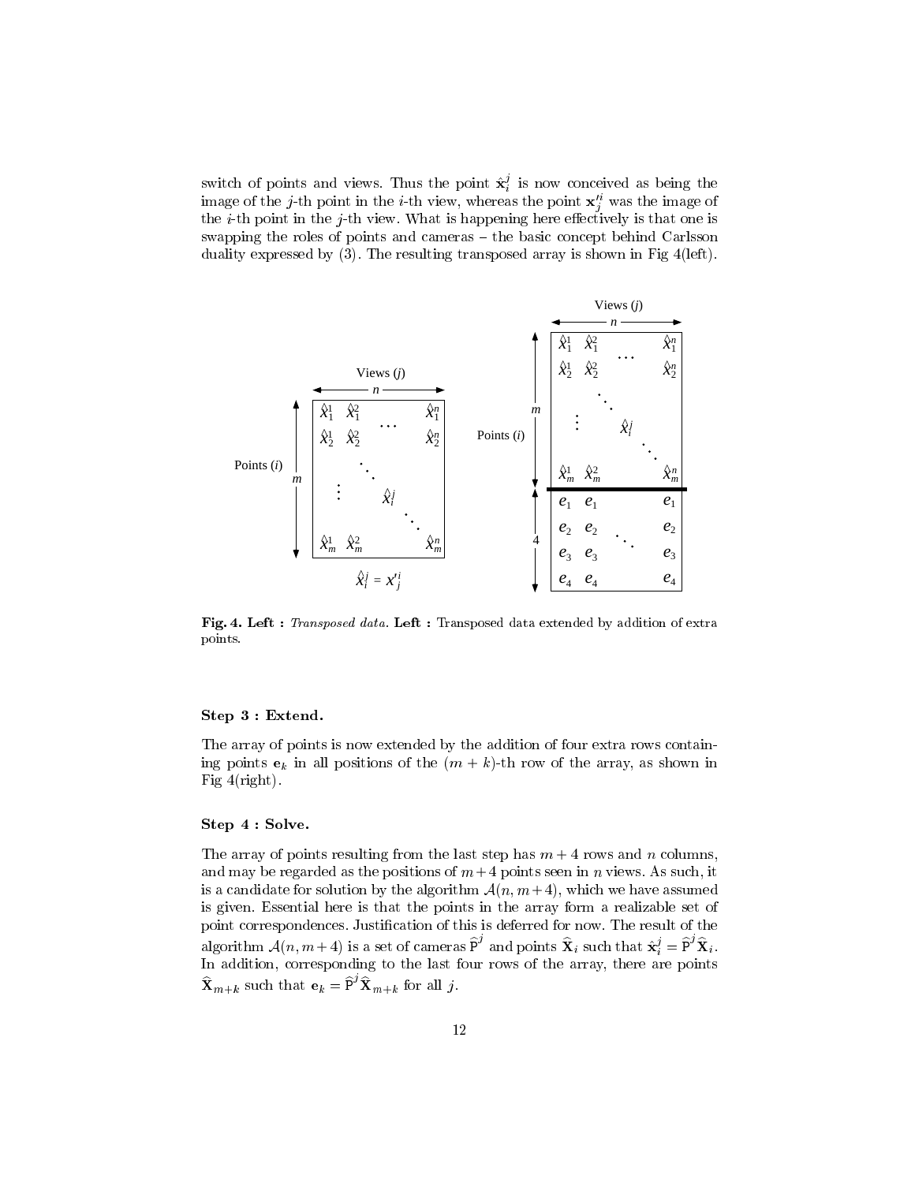switch of points and views. Thus the point $\hat{\mathbf{x}}_i^j$ is now conceived as being the image of the $j$-th point in the $i$-th view, whereas the point $\mathbf{x}_j'^i$ was the image of the $i$-th point in the $j$-th view. What is happening here effectively is that one is swapping the roles of points and cameras – the basic concept behind Carlsson duality expressed by (3). The resulting transposed array is shown in Fig 4(left).

**Fig. 4. Left :** *Transposed data.* **Left :** Transposed data extended by addition of extra points.

#### Step 3 : Extend.

The array of points is now extended by the addition of four extra rows containing points $\mathbf{e}_k$ in all positions of the $(m+k)$-th row of the array, as shown in Fig 4(right).

#### Step 4 : Solve.

The array of points resulting from the last step has $m+4$ rows and $n$ columns, and may be regarded as the positions of $m+4$ points seen in $n$ views. As such, it is a candidate for solution by the algorithm $\mathcal{A}(n, m+4)$, which we have assumed is given. Essential here is that the points in the array form a realizable set of point correspondences. Justification of this is deferred for now. The result of the algorithm $\mathcal{A}(n, m+4)$ is a set of cameras $\widehat{\mathrm{P}}^j$ and points $\widehat{\mathbf{X}}_i$ such that $\hat{\mathbf{x}}_i^j = \widehat{\mathrm{P}}^j \widehat{\mathbf{X}}_i$. In addition, corresponding to the last four rows of the array, there are points $\widehat{\mathbf{X}}_{m+k}$ such that $\mathbf{e}_k = \widehat{\mathrm{P}}^j \widehat{\mathbf{X}}_{m+k}$ for all $j$.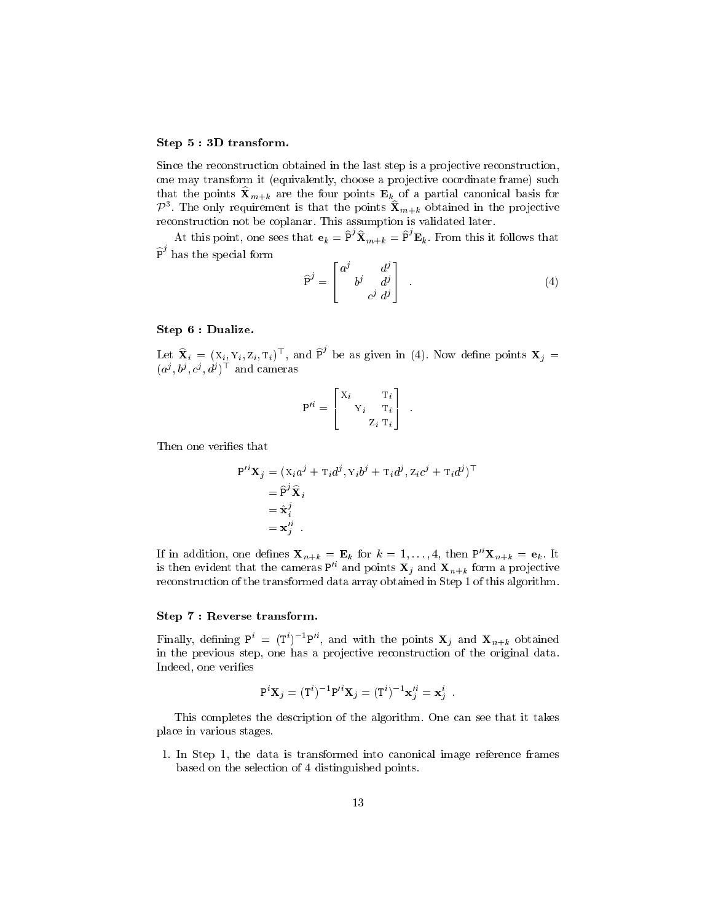#### Step 5 : 3D transform.

Since the reconstruction obtained in the last step is a projective reconstruction, one may transform it (equivalently, choose a projective coordinate frame) such that the points $\widehat{\mathbf{X}}_{m+k}$ are the four points $\mathbf{E}_k$ of a partial canonical basis for $\mathcal{P}^3$. The only requirement is that the points $\widehat{\mathbf{X}}_{m+k}$ obtained in the projective reconstruction not be coplanar. This assumption is validated later.

At this point, one sees that $\mathbf{e}_k = \widehat{\mathtt{P}}^j \widehat{\mathbf{X}}_{m+k} = \widehat{\mathtt{P}}^j \mathbf{E}_k$. From this it follows that $\widehat{\mathtt{P}}^j$ has the special form

$$\widehat{\mathtt{P}}^j = \begin{bmatrix} a^j & & & d^j \\ & b^j & & d^j \\ & & c^j & d^j \end{bmatrix} \quad . \tag{4}$$

#### Step 6 : Dualize.

Let $\widehat{\mathbf{X}}_i = (\mathrm{X}_i, \mathrm{Y}_i, \mathrm{Z}_i, \mathrm{T}_i)^\top$, and $\widehat{\mathtt{P}}^j$ be as given in (4). Now define points $\mathbf{X}_j = (a^j, b^j, c^j, d^j)^\top$ and cameras

$$\mathtt{P}'^i = \begin{bmatrix} \mathrm{X}_i & & & \mathrm{T}_i \\ & \mathrm{Y}_i & & \mathrm{T}_i \\ & & \mathrm{Z}_i & \mathrm{T}_i \end{bmatrix} \quad .$$

Then one verifies that

$$\begin{aligned} \mathtt{P}'^i \mathbf{X}_j &= (\mathrm{X}_i a^j + \mathrm{T}_i d^j, \mathrm{Y}_i b^j + \mathrm{T}_i d^j, \mathrm{Z}_i c^j + \mathrm{T}_i d^j)^\top \\ &= \widehat{\mathtt{P}}^j \widehat{\mathbf{X}}_i \\ &= \hat{\mathbf{x}}_i^j \\ &= \mathbf{x}'^i_j \quad . \end{aligned}$$

If in addition, one defines $\mathbf{X}_{n+k} = \mathbf{E}_k$ for $k = 1, \ldots, 4$, then $\mathtt{P}'^i \mathbf{X}_{n+k} = \mathbf{e}_k$. It is then evident that the cameras $\mathtt{P}'^i$ and points $\mathbf{X}_j$ and $\mathbf{X}_{n+k}$ form a projective reconstruction of the transformed data array obtained in Step 1 of this algorithm.

#### Step 7 : Reverse transform.

Finally, defining $\mathtt{P}^i = (\mathtt{T}^i)^{-1} \mathtt{P}'^i$, and with the points $\mathbf{X}_j$ and $\mathbf{X}_{n+k}$ obtained in the previous step, one has a projective reconstruction of the original data. Indeed, one verifies

$$\mathtt{P}^i \mathbf{X}_j = (\mathtt{T}^i)^{-1} \mathtt{P}'^i \mathbf{X}_j = (\mathtt{T}^i)^{-1} \mathbf{x}'^i_j = \mathbf{x}^i_j \quad .$$

This completes the description of the algorithm. One can see that it takes place in various stages.

1. In Step 1, the data is transformed into canonical image reference frames based on the selection of 4 distinguished points.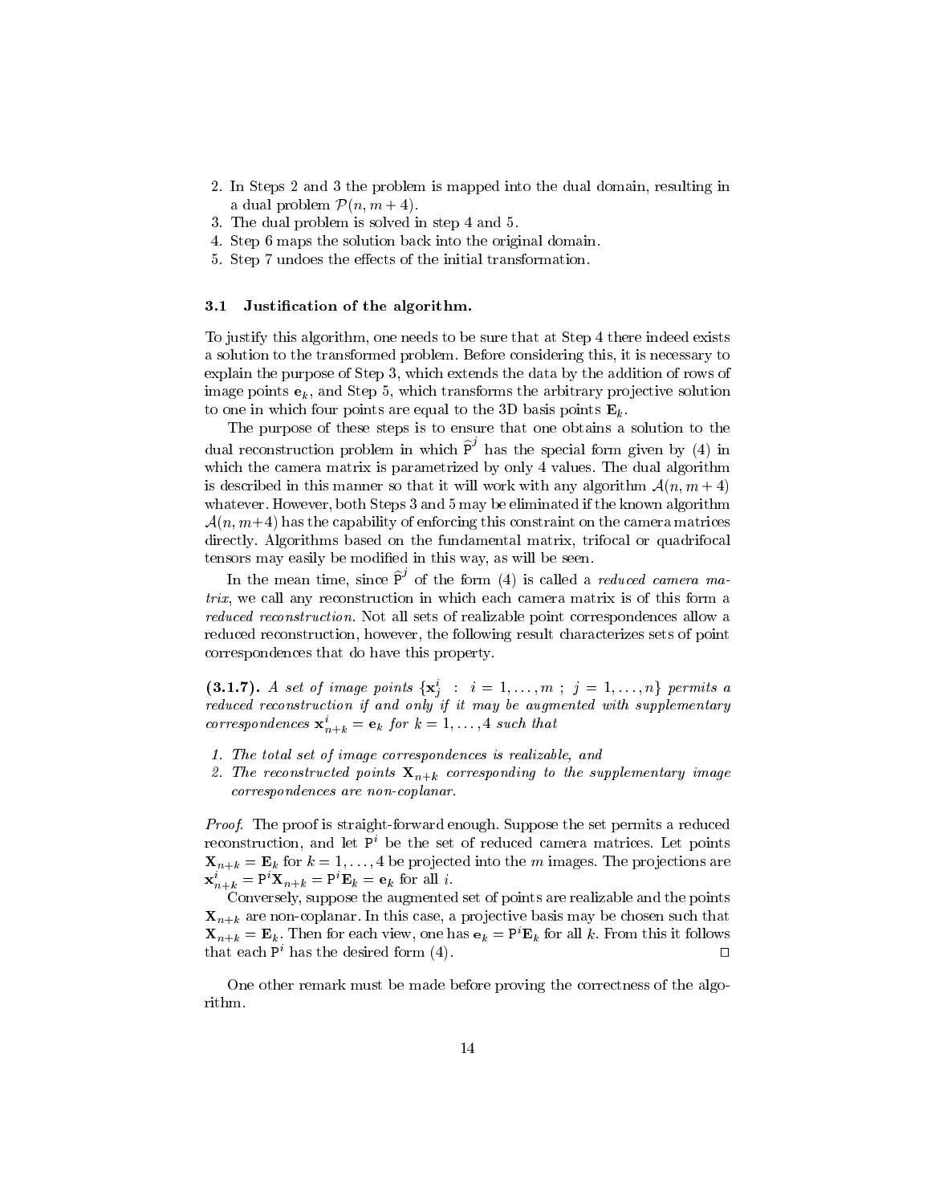2. In Steps 2 and 3 the problem is mapped into the dual domain, resulting in a dual problem $\mathcal{P}(n, m+4)$.
3. The dual problem is solved in step 4 and 5.
4. Step 6 maps the solution back into the original domain.
5. Step 7 undoes the effects of the initial transformation.

### 3.1 Justification of the algorithm.

To justify this algorithm, one needs to be sure that at Step 4 there indeed exists a solution to the transformed problem. Before considering this, it is necessary to explain the purpose of Step 3, which extends the data by the addition of rows of image points $\mathbf{e}_k$, and Step 5, which transforms the arbitrary projective solution to one in which four points are equal to the 3D basis points $\mathbf{E}_k$.

The purpose of these steps is to ensure that one obtains a solution to the dual reconstruction problem in which $\widehat{\mathtt{P}}^j$ has the special form given by (4) in which the camera matrix is parametrized by only 4 values. The dual algorithm is described in this manner so that it will work with any algorithm $\mathcal{A}(n, m+4)$ whatever. However, both Steps 3 and 5 may be eliminated if the known algorithm $\mathcal{A}(n, m+4)$ has the capability of enforcing this constraint on the camera matrices directly. Algorithms based on the fundamental matrix, trifocal or quadrifocal tensors may easily be modified in this way, as will be seen.

In the mean time, since $\widehat{\mathtt{P}}^j$ of the form (4) is called a *reduced camera matrix*, we call any reconstruction in which each camera matrix is of this form a *reduced reconstruction*. Not all sets of realizable point correspondences allow a reduced reconstruction, however, the following result characterizes sets of point correspondences that do have this property.

**(3.1.7).** *A set of image points $\{\mathbf{x}_j^i \ : \ i = 1, \ldots, m \ ; \ j = 1, \ldots, n\}$ permits a reduced reconstruction if and only if it may be augmented with supplementary correspondences $\mathbf{x}_{n+k}^i = \mathbf{e}_k$ for $k = 1, \ldots, 4$ such that*

1. *The total set of image correspondences is realizable, and*
2. *The reconstructed points $\mathbf{X}_{n+k}$ corresponding to the supplementary image correspondences are non-coplanar.*

*Proof.* The proof is straight-forward enough. Suppose the set permits a reduced reconstruction, and let $\mathtt{P}^i$ be the set of reduced camera matrices. Let points $\mathbf{X}_{n+k} = \mathbf{E}_k$ for $k = 1, \ldots, 4$ be projected into the $m$ images. The projections are $\mathbf{x}_{n+k}^i = \mathtt{P}^i\mathbf{X}_{n+k} = \mathtt{P}^i\mathbf{E}_k = \mathbf{e}_k$ for all $i$.

Conversely, suppose the augmented set of points are realizable and the points $\mathbf{X}_{n+k}$ are non-coplanar. In this case, a projective basis may be chosen such that $\mathbf{X}_{n+k} = \mathbf{E}_k$. Then for each view, one has $\mathbf{e}_k = \mathtt{P}^i\mathbf{E}_k$ for all $k$. From this it follows that each $\mathtt{P}^i$ has the desired form (4). □

One other remark must be made before proving the correctness of the algorithm.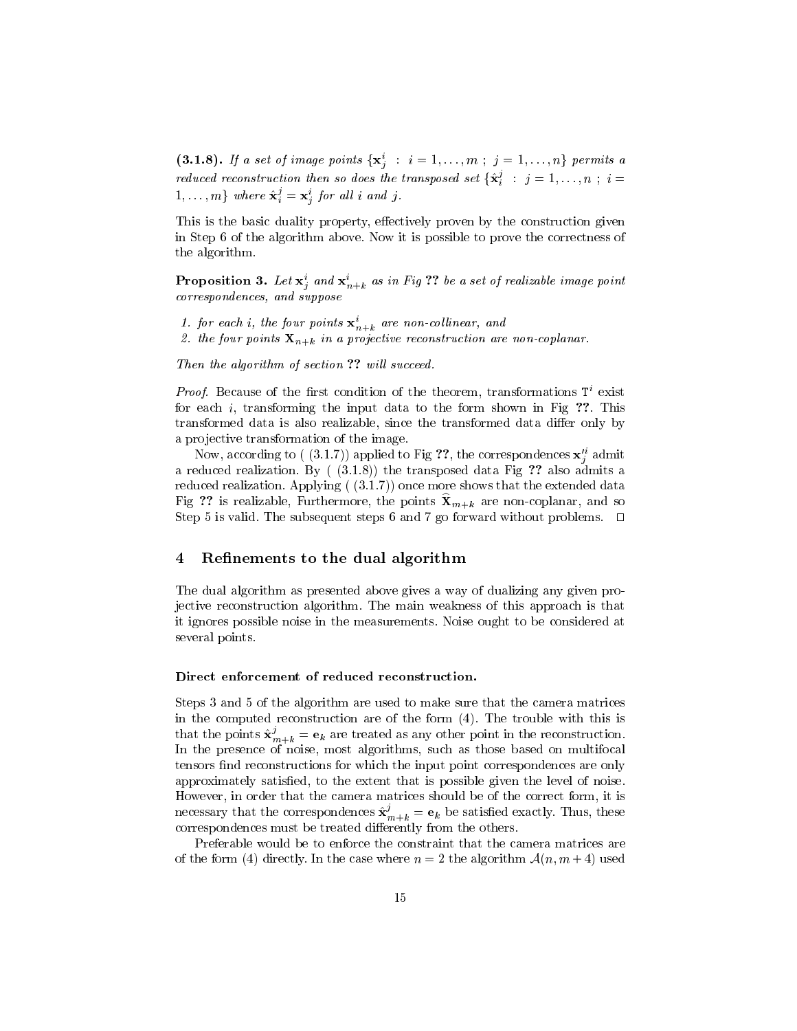**(3.1.8).** *If a set of image points* $\{\mathbf{x}_j^i \;:\; i = 1, \ldots, m \;;\; j = 1, \ldots, n\}$ *permits a reduced reconstruction then so does the transposed set* $\{\hat{\mathbf{x}}_i^j \;:\; j = 1, \ldots, n \;;\; i = 1, \ldots, m\}$ *where* $\hat{\mathbf{x}}_i^j = \mathbf{x}_j^i$ *for all* $i$ *and* $j$.

This is the basic duality property, effectively proven by the construction given in Step 6 of the algorithm above. Now it is possible to prove the correctness of the algorithm.

**Proposition 3.** *Let* $\mathbf{x}_j^i$ *and* $\mathbf{x}_{n+k}^i$ *as in Fig* **??** *be a set of realizable image point correspondences, and suppose*

1. *for each* $i$*, the four points* $\mathbf{x}_{n+k}^i$ *are non-collinear, and*
2. *the four points* $\mathbf{X}_{n+k}$ *in a projective reconstruction are non-coplanar.*

*Then the algorithm of section* **??** *will succeed.*

*Proof.* Because of the first condition of the theorem, transformations $\mathtt{T}^i$ exist for each $i$, transforming the input data to the form shown in Fig **??**. This transformed data is also realizable, since the transformed data differ only by a projective transformation of the image.

Now, according to ( (3.1.7)) applied to Fig **??**, the correspondences $\mathbf{x}_j'^i$ admit a reduced realization. By ( (3.1.8)) the transposed data Fig **??** also admits a reduced realization. Applying ( (3.1.7)) once more shows that the extended data Fig **??** is realizable, Furthermore, the points $\widehat{\mathbf{X}}_{m+k}$ are non-coplanar, and so Step 5 is valid. The subsequent steps 6 and 7 go forward without problems. □

## 4 Refinements to the dual algorithm

The dual algorithm as presented above gives a way of dualizing any given projective reconstruction algorithm. The main weakness of this approach is that it ignores possible noise in the measurements. Noise ought to be considered at several points.

#### Direct enforcement of reduced reconstruction.

Steps 3 and 5 of the algorithm are used to make sure that the camera matrices in the computed reconstruction are of the form (4). The trouble with this is that the points $\hat{\mathbf{x}}_{m+k}^j = \mathbf{e}_k$ are treated as any other point in the reconstruction. In the presence of noise, most algorithms, such as those based on multifocal tensors find reconstructions for which the input point correspondences are only approximately satisfied, to the extent that is possible given the level of noise. However, in order that the camera matrices should be of the correct form, it is necessary that the correspondences $\hat{\mathbf{x}}_{m+k}^j = \mathbf{e}_k$ be satisfied exactly. Thus, these correspondences must be treated differently from the others.

Preferable would be to enforce the constraint that the camera matrices are of the form (4) directly. In the case where $n = 2$ the algorithm $\mathcal{A}(n, m+4)$ used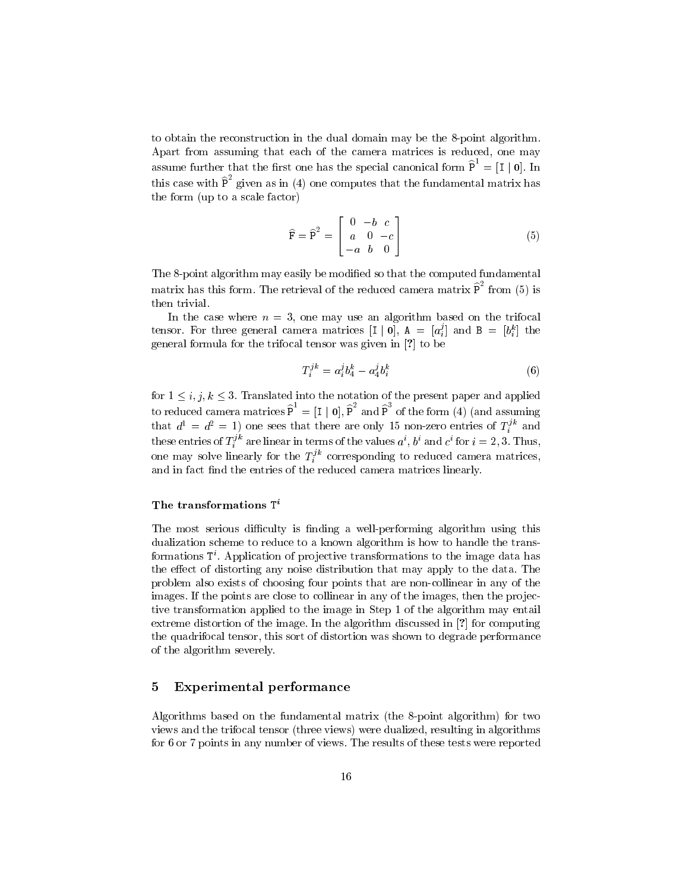to obtain the reconstruction in the dual domain may be the 8-point algorithm. Apart from assuming that each of the camera matrices is reduced, one may assume further that the first one has the special canonical form $\widehat{\mathtt{P}}^1 = [\mathtt{I} \mid \mathbf{0}]$. In this case with $\widehat{\mathtt{P}}^2$ given as in (4) one computes that the fundamental matrix has the form (up to a scale factor)

$$\widehat{\mathtt{F}} = \widehat{\mathtt{P}}^2 = \begin{bmatrix} 0 & -b & c \\ a & 0 & -c \\ -a & b & 0 \end{bmatrix} \tag{5}$$

The 8-point algorithm may easily be modified so that the computed fundamental matrix has this form. The retrieval of the reduced camera matrix $\widehat{\mathtt{P}}^2$ from (5) is then trivial.

In the case where $n = 3$, one may use an algorithm based on the trifocal tensor. For three general camera matrices $[\mathtt{I} \mid \mathbf{0}]$, $\mathtt{A} = [a_i^j]$ and $\mathtt{B} = [b_i^k]$ the general formula for the trifocal tensor was given in [?] to be

$$T_i^{jk} = a_i^j b_4^k - a_4^j b_i^k \tag{6}$$

for $1 \leq i, j, k \leq 3$. Translated into the notation of the present paper and applied to reduced camera matrices $\widehat{\mathtt{P}}^1 = [\mathtt{I} \mid \mathbf{0}]$, $\widehat{\mathtt{P}}^2$ and $\widehat{\mathtt{P}}^3$ of the form (4) (and assuming that $d^1 = d^2 = 1$) one sees that there are only 15 non-zero entries of $T_i^{jk}$ and these entries of $T_i^{jk}$ are linear in terms of the values $a^i$, $b^i$ and $c^i$ for $i = 2, 3$. Thus, one may solve linearly for the $T_i^{jk}$ corresponding to reduced camera matrices, and in fact find the entries of the reduced camera matrices linearly.

### The transformations $\mathtt{T}^i$

The most serious difficulty is finding a well-performing algorithm using this dualization scheme to reduce to a known algorithm is how to handle the transformations $\mathtt{T}^i$. Application of projective transformations to the image data has the effect of distorting any noise distribution that may apply to the data. The problem also exists of choosing four points that are non-collinear in any of the images. If the points are close to collinear in any of the images, then the projective transformation applied to the image in Step 1 of the algorithm may entail extreme distortion of the image. In the algorithm discussed in [?] for computing the quadrifocal tensor, this sort of distortion was shown to degrade performance of the algorithm severely.

## 5 Experimental performance

Algorithms based on the fundamental matrix (the 8-point algorithm) for two views and the trifocal tensor (three views) were dualized, resulting in algorithms for 6 or 7 points in any number of views. The results of these tests were reported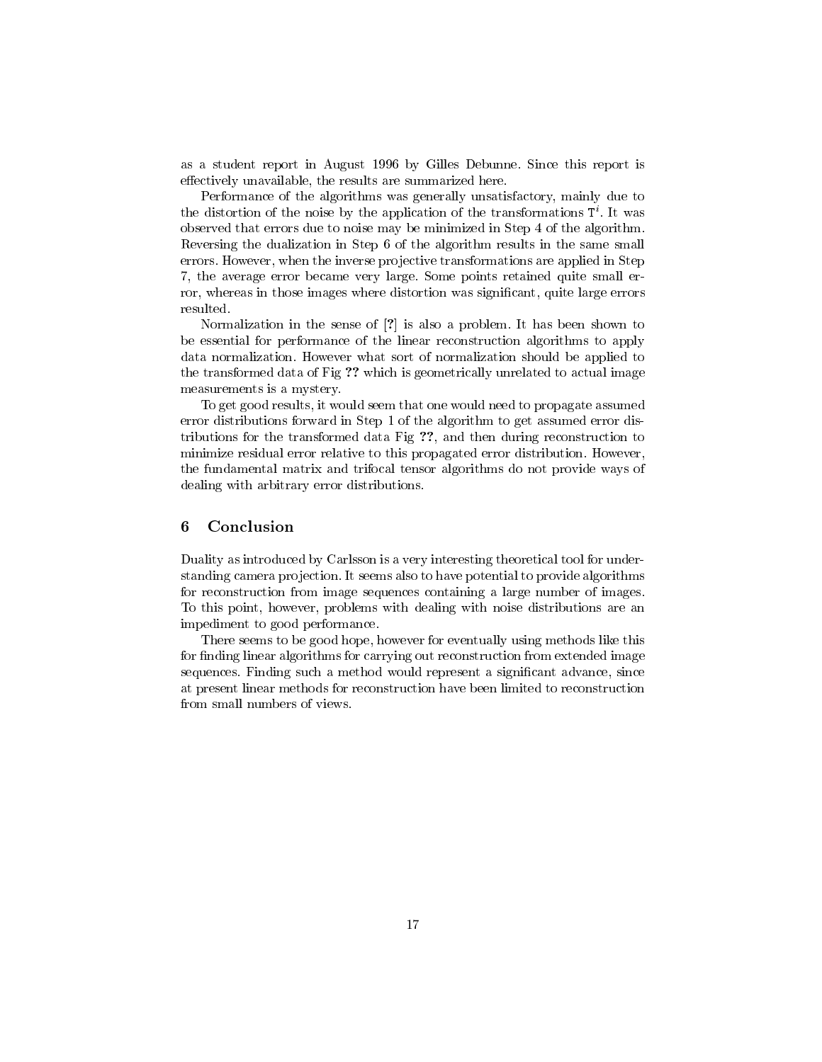as a student report in August 1996 by Gilles Debunne. Since this report is effectively unavailable, the results are summarized here.

Performance of the algorithms was generally unsatisfactory, mainly due to the distortion of the noise by the application of the transformations $\mathtt{T}^i$. It was observed that errors due to noise may be minimized in Step 4 of the algorithm. Reversing the dualization in Step 6 of the algorithm results in the same small errors. However, when the inverse projective transformations are applied in Step 7, the average error became very large. Some points retained quite small error, whereas in those images where distortion was significant, quite large errors resulted.

Normalization in the sense of [?] is also a problem. It has been shown to be essential for performance of the linear reconstruction algorithms to apply data normalization. However what sort of normalization should be applied to the transformed data of Fig **??** which is geometrically unrelated to actual image measurements is a mystery.

To get good results, it would seem that one would need to propagate assumed error distributions forward in Step 1 of the algorithm to get assumed error distributions for the transformed data Fig **??**, and then during reconstruction to minimize residual error relative to this propagated error distribution. However, the fundamental matrix and trifocal tensor algorithms do not provide ways of dealing with arbitrary error distributions.

## 6 Conclusion

Duality as introduced by Carlsson is a very interesting theoretical tool for understanding camera projection. It seems also to have potential to provide algorithms for reconstruction from image sequences containing a large number of images. To this point, however, problems with dealing with noise distributions are an impediment to good performance.

There seems to be good hope, however for eventually using methods like this for finding linear algorithms for carrying out reconstruction from extended image sequences. Finding such a method would represent a significant advance, since at present linear methods for reconstruction have been limited to reconstruction from small numbers of views.